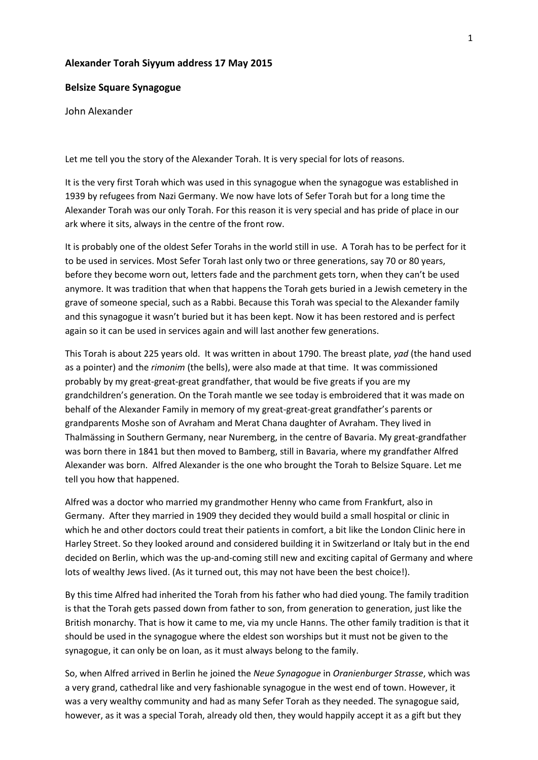**Alexander Torah Siyyum address 17 May 2015**

**Belsize Square Synagogue**

John Alexander

Let me tell you the story of the Alexander Torah. It is very special for lots of reasons.

It is the very first Torah which was used in this synagogue when the synagogue was established in 1939 by refugees from Nazi Germany. We now have lots of Sefer Torah but for a long time the Alexander Torah was our only Torah. For this reason it is very special and has pride of place in our ark where it sits, always in the centre of the front row.

It is probably one of the oldest Sefer Torahs in the world still in use. A Torah has to be perfect for it to be used in services. Most Sefer Torah last only two or three generations, say 70 or 80 years, before they become worn out, letters fade and the parchment gets torn, when they can't be used anymore. It was tradition that when that happens the Torah gets buried in a Jewish cemetery in the grave of someone special, such as a Rabbi. Because this Torah was special to the Alexander family and this synagogue it wasn't buried but it has been kept. Now it has been restored and is perfect again so it can be used in services again and will last another few generations.

This Torah is about 225 years old. It was written in about 1790. The breast plate, *yad* (the hand used as a pointer) and the *rimonim* (the bells), were also made at that time. It was commissioned probably by my great-great-great grandfather, that would be five greats if you are my grandchildren's generation. On the Torah mantle we see today is embroidered that it was made on behalf of the Alexander Family in memory of my great-great-great grandfather's parents or grandparents Moshe son of Avraham and Merat Chana daughter of Avraham. They lived in Thalmässing in Southern Germany, near Nuremberg, in the centre of Bavaria. My great-grandfather was born there in 1841 but then moved to Bamberg, still in Bavaria, where my grandfather Alfred Alexander was born. Alfred Alexander is the one who brought the Torah to Belsize Square. Let me tell you how that happened.

Alfred was a doctor who married my grandmother Henny who came from Frankfurt, also in Germany. After they married in 1909 they decided they would build a small hospital or clinic in which he and other doctors could treat their patients in comfort, a bit like the London Clinic here in Harley Street. So they looked around and considered building it in Switzerland or Italy but in the end decided on Berlin, which was the up-and-coming still new and exciting capital of Germany and where lots of wealthy Jews lived. (As it turned out, this may not have been the best choice!).

By this time Alfred had inherited the Torah from his father who had died young. The family tradition is that the Torah gets passed down from father to son, from generation to generation, just like the British monarchy. That is how it came to me, via my uncle Hanns. The other family tradition is that it should be used in the synagogue where the eldest son worships but it must not be given to the synagogue, it can only be on loan, as it must always belong to the family.

So, when Alfred arrived in Berlin he joined the *Neue Synagogue* in *Oranienburger Strasse*, which was a very grand, cathedral like and very fashionable synagogue in the west end of town. However, it was a very wealthy community and had as many Sefer Torah as they needed. The synagogue said, however, as it was a special Torah, already old then, they would happily accept it as a gift but they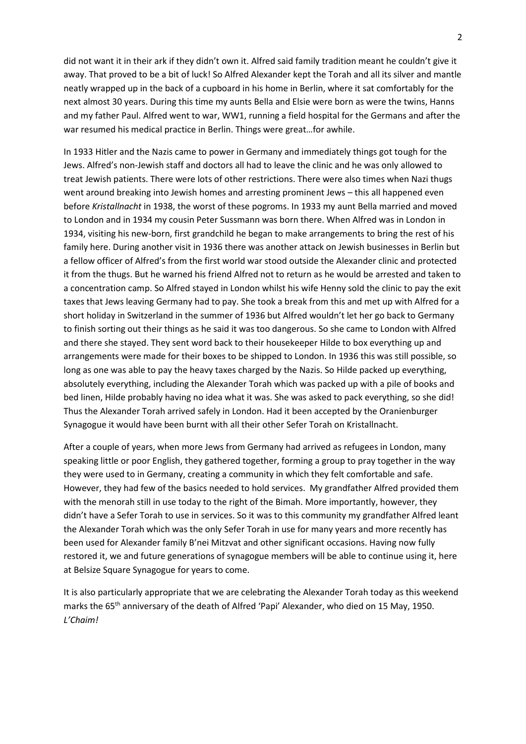did not want it in their ark if they didn't own it. Alfred said family tradition meant he couldn't give it away. That proved to be a bit of luck! So Alfred Alexander kept the Torah and all its silver and mantle neatly wrapped up in the back of a cupboard in his home in Berlin, where it sat comfortably for the next almost 30 years. During this time my aunts Bella and Elsie were born as were the twins, Hanns and my father Paul. Alfred went to war, WW1, running a field hospital for the Germans and after the war resumed his medical practice in Berlin. Things were great…for awhile.

In 1933 Hitler and the Nazis came to power in Germany and immediately things got tough for the Jews. Alfred's non-Jewish staff and doctors all had to leave the clinic and he was only allowed to treat Jewish patients. There were lots of other restrictions. There were also times when Nazi thugs went around breaking into Jewish homes and arresting prominent Jews – this all happened even before *Kristallnacht* in 1938, the worst of these pogroms. In 1933 my aunt Bella married and moved to London and in 1934 my cousin Peter Sussmann was born there. When Alfred was in London in 1934, visiting his new-born, first grandchild he began to make arrangements to bring the rest of his family here. During another visit in 1936 there was another attack on Jewish businesses in Berlin but a fellow officer of Alfred's from the first world war stood outside the Alexander clinic and protected it from the thugs. But he warned his friend Alfred not to return as he would be arrested and taken to a concentration camp. So Alfred stayed in London whilst his wife Henny sold the clinic to pay the exit taxes that Jews leaving Germany had to pay. She took a break from this and met up with Alfred for a short holiday in Switzerland in the summer of 1936 but Alfred wouldn't let her go back to Germany to finish sorting out their things as he said it was too dangerous. So she came to London with Alfred and there she stayed. They sent word back to their housekeeper Hilde to box everything up and arrangements were made for their boxes to be shipped to London. In 1936 this was still possible, so long as one was able to pay the heavy taxes charged by the Nazis. So Hilde packed up everything, absolutely everything, including the Alexander Torah which was packed up with a pile of books and bed linen, Hilde probably having no idea what it was. She was asked to pack everything, so she did! Thus the Alexander Torah arrived safely in London. Had it been accepted by the Oranienburger Synagogue it would have been burnt with all their other Sefer Torah on Kristallnacht.

After a couple of years, when more Jews from Germany had arrived as refugees in London, many speaking little or poor English, they gathered together, forming a group to pray together in the way they were used to in Germany, creating a community in which they felt comfortable and safe. However, they had few of the basics needed to hold services. My grandfather Alfred provided them with the menorah still in use today to the right of the Bimah. More importantly, however, they didn't have a Sefer Torah to use in services. So it was to this community my grandfather Alfred leant the Alexander Torah which was the only Sefer Torah in use for many years and more recently has been used for Alexander family B'nei Mitzvat and other significant occasions. Having now fully restored it, we and future generations of synagogue members will be able to continue using it, here at Belsize Square Synagogue for years to come.

It is also particularly appropriate that we are celebrating the Alexander Torah today as this weekend marks the 65th anniversary of the death of Alfred 'Papi' Alexander, who died on 15 May, 1950.
*L'Chaim!*